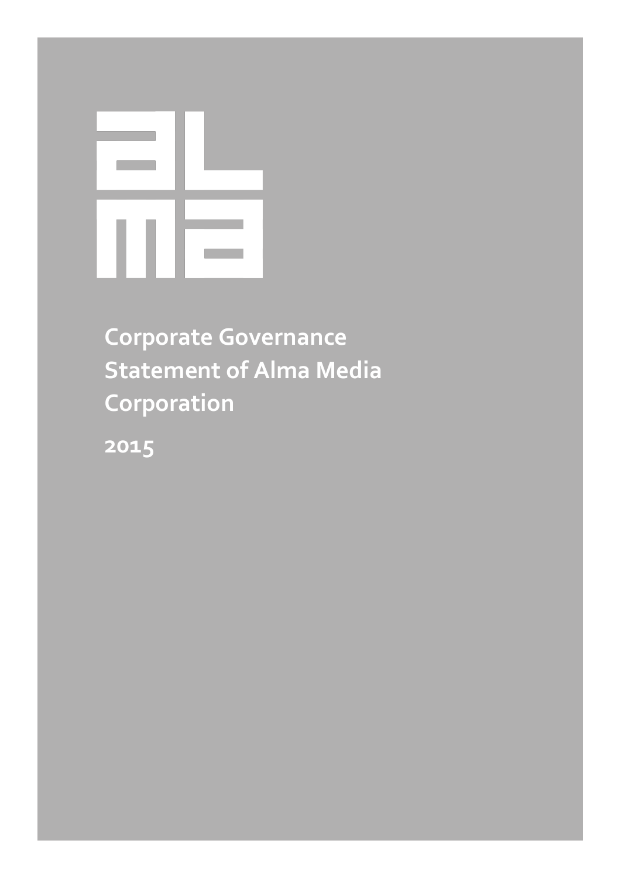# Corporate Governance Statement of Alma Media Corporation

2015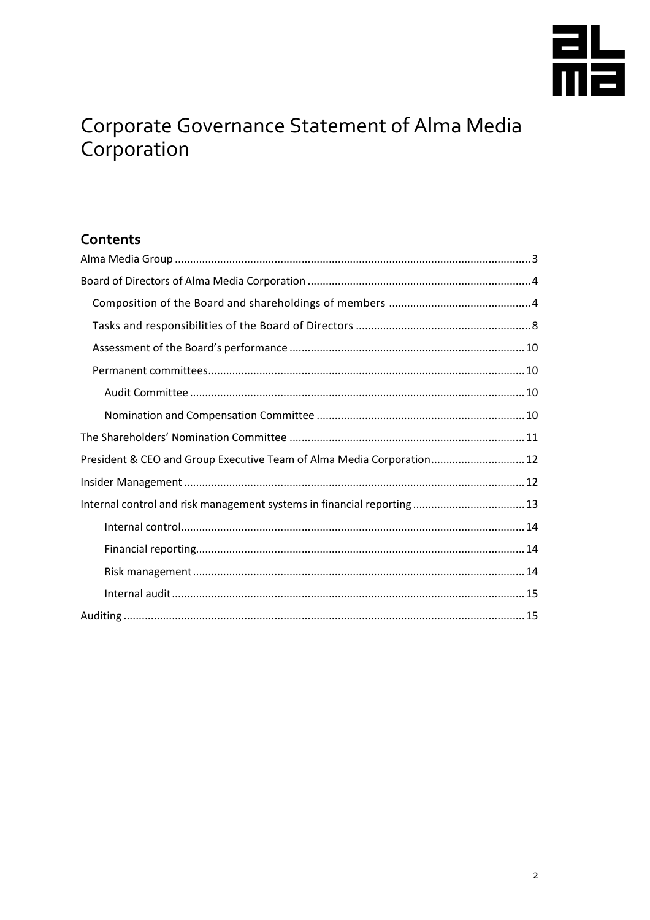# Corporate Governance Statement of Alma Media Corporation

## Contents

- Alma Media Group ..... 3
- Board of Directors of Alma Media Corporation ..... 4
  - Composition of the Board and shareholdings of members ..... 4
  - Tasks and responsibilities of the Board of Directors ..... 8
  - Assessment of the Board's performance ..... 10
  - Permanent committees ..... 10
    - Audit Committee ..... 10
    - Nomination and Compensation Committee ..... 10
- The Shareholders' Nomination Committee ..... 11
- President & CEO and Group Executive Team of Alma Media Corporation ..... 12
- Insider Management ..... 12
- Internal control and risk management systems in financial reporting ..... 13
    - Internal control ..... 14
    - Financial reporting ..... 14
    - Risk management ..... 14
    - Internal audit ..... 15
- Auditing ..... 15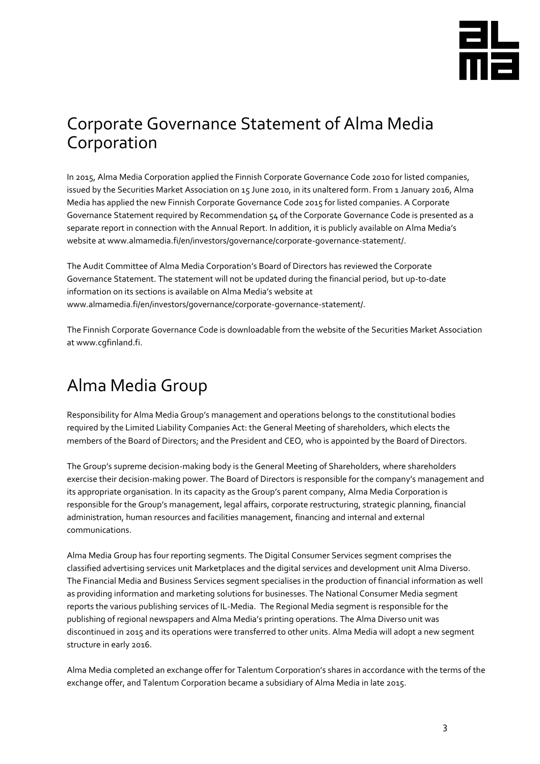# Corporate Governance Statement of Alma Media Corporation

In 2015, Alma Media Corporation applied the Finnish Corporate Governance Code 2010 for listed companies, issued by the Securities Market Association on 15 June 2010, in its unaltered form. From 1 January 2016, Alma Media has applied the new Finnish Corporate Governance Code 2015 for listed companies. A Corporate Governance Statement required by Recommendation 54 of the Corporate Governance Code is presented as a separate report in connection with the Annual Report. In addition, it is publicly available on Alma Media's website at www.almamedia.fi/en/investors/governance/corporate-governance-statement/.

The Audit Committee of Alma Media Corporation's Board of Directors has reviewed the Corporate Governance Statement. The statement will not be updated during the financial period, but up-to-date information on its sections is available on Alma Media's website at www.almamedia.fi/en/investors/governance/corporate-governance-statement/.

The Finnish Corporate Governance Code is downloadable from the website of the Securities Market Association at www.cgfinland.fi.

# Alma Media Group

Responsibility for Alma Media Group's management and operations belongs to the constitutional bodies required by the Limited Liability Companies Act: the General Meeting of shareholders, which elects the members of the Board of Directors; and the President and CEO, who is appointed by the Board of Directors.

The Group's supreme decision-making body is the General Meeting of Shareholders, where shareholders exercise their decision-making power. The Board of Directors is responsible for the company's management and its appropriate organisation. In its capacity as the Group's parent company, Alma Media Corporation is responsible for the Group's management, legal affairs, corporate restructuring, strategic planning, financial administration, human resources and facilities management, financing and internal and external communications.

Alma Media Group has four reporting segments. The Digital Consumer Services segment comprises the classified advertising services unit Marketplaces and the digital services and development unit Alma Diverso. The Financial Media and Business Services segment specialises in the production of financial information as well as providing information and marketing solutions for businesses. The National Consumer Media segment reports the various publishing services of IL-Media. The Regional Media segment is responsible for the publishing of regional newspapers and Alma Media's printing operations. The Alma Diverso unit was discontinued in 2015 and its operations were transferred to other units. Alma Media will adopt a new segment structure in early 2016.

Alma Media completed an exchange offer for Talentum Corporation's shares in accordance with the terms of the exchange offer, and Talentum Corporation became a subsidiary of Alma Media in late 2015.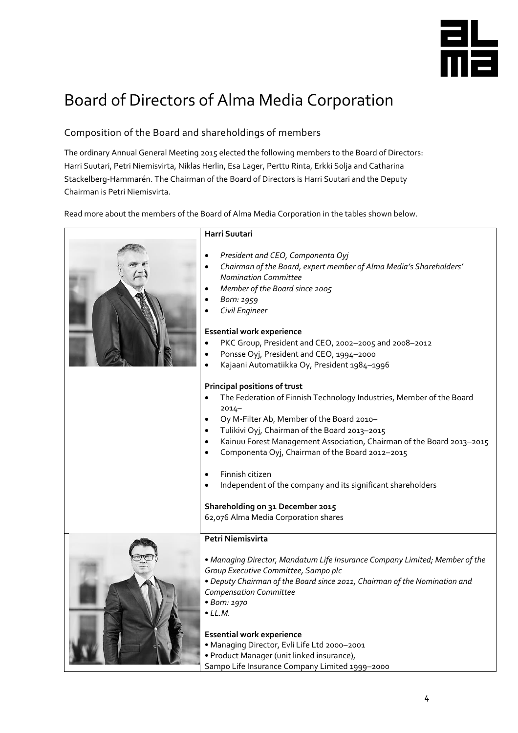# Board of Directors of Alma Media Corporation

## Composition of the Board and shareholdings of members

The ordinary Annual General Meeting 2015 elected the following members to the Board of Directors: Harri Suutari, Petri Niemisvirta, Niklas Herlin, Esa Lager, Perttu Rinta, Erkki Solja and Catharina Stackelberg-Hammarén. The Chairman of the Board of Directors is Harri Suutari and the Deputy Chairman is Petri Niemisvirta.

Read more about the members of the Board of Alma Media Corporation in the tables shown below.

**Harri Suutari**

- *President and CEO, Componenta Oyj*
- *Chairman of the Board, expert member of Alma Media's Shareholders' Nomination Committee*
- *Member of the Board since 2005*
- *Born: 1959*
- *Civil Engineer*

**Essential work experience**

- PKC Group, President and CEO, 2002–2005 and 2008–2012
- Ponsse Oyj, President and CEO, 1994–2000
- Kajaani Automatiikka Oy, President 1984–1996

**Principal positions of trust**

- The Federation of Finnish Technology Industries, Member of the Board 2014–
- Oy M-Filter Ab, Member of the Board 2010–
- Tulikivi Oyj, Chairman of the Board 2013–2015
- Kainuu Forest Management Association, Chairman of the Board 2013–2015
- Componenta Oyj, Chairman of the Board 2012–2015

- Finnish citizen
- Independent of the company and its significant shareholders

**Shareholding on 31 December 2015**
62,076 Alma Media Corporation shares

**Petri Niemisvirta**

- *Managing Director, Mandatum Life Insurance Company Limited; Member of the Group Executive Committee, Sampo plc*
- *Deputy Chairman of the Board since 2011, Chairman of the Nomination and Compensation Committee*
- *Born: 1970*
- *LL.M.*

**Essential work experience**

- Managing Director, Evli Life Ltd 2000–2001
- Product Manager (unit linked insurance), Sampo Life Insurance Company Limited 1999–2000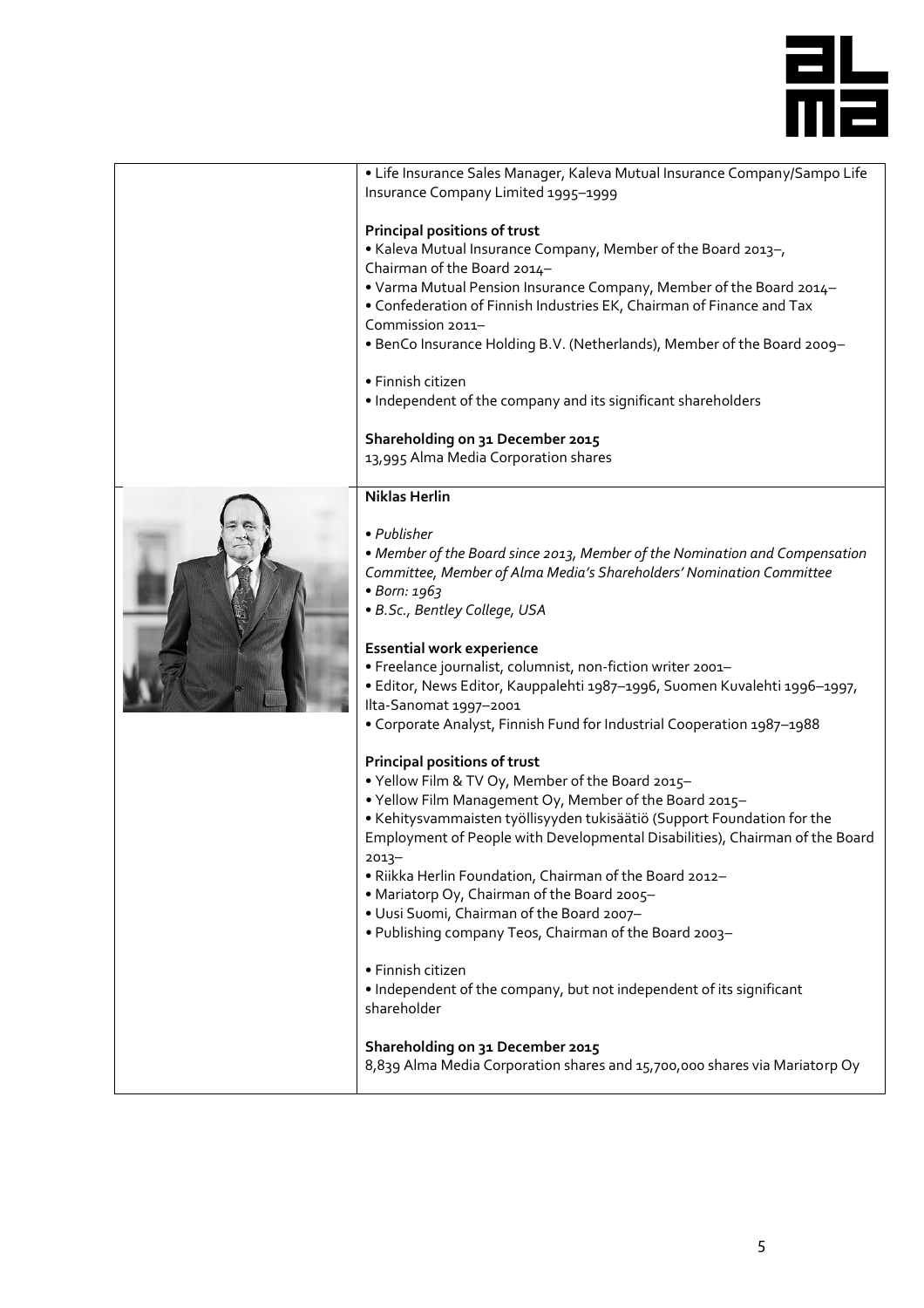• Life Insurance Sales Manager, Kaleva Mutual Insurance Company/Sampo Life Insurance Company Limited 1995–1999

**Principal positions of trust**

• Kaleva Mutual Insurance Company, Member of the Board 2013–, Chairman of the Board 2014–
• Varma Mutual Pension Insurance Company, Member of the Board 2014–
• Confederation of Finnish Industries EK, Chairman of Finance and Tax Commission 2011–
• BenCo Insurance Holding B.V. (Netherlands), Member of the Board 2009–

• Finnish citizen
• Independent of the company and its significant shareholders

**Shareholding on 31 December 2015**

13,995 Alma Media Corporation shares

**Niklas Herlin**

• *Publisher*
• *Member of the Board since 2013, Member of the Nomination and Compensation Committee, Member of Alma Media's Shareholders' Nomination Committee*
• *Born: 1963*
• *B.Sc., Bentley College, USA*

**Essential work experience**

• Freelance journalist, columnist, non-fiction writer 2001–
• Editor, News Editor, Kauppalehti 1987–1996, Suomen Kuvalehti 1996–1997, Ilta-Sanomat 1997–2001
• Corporate Analyst, Finnish Fund for Industrial Cooperation 1987–1988

**Principal positions of trust**

• Yellow Film & TV Oy, Member of the Board 2015–
• Yellow Film Management Oy, Member of the Board 2015–
• Kehitysvammaisten työllisyyden tukisäätiö (Support Foundation for the Employment of People with Developmental Disabilities), Chairman of the Board 2013–
• Riikka Herlin Foundation, Chairman of the Board 2012–
• Mariatorp Oy, Chairman of the Board 2005–
• Uusi Suomi, Chairman of the Board 2007–
• Publishing company Teos, Chairman of the Board 2003–

• Finnish citizen
• Independent of the company, but not independent of its significant shareholder

**Shareholding on 31 December 2015**

8,839 Alma Media Corporation shares and 15,700,000 shares via Mariatorp Oy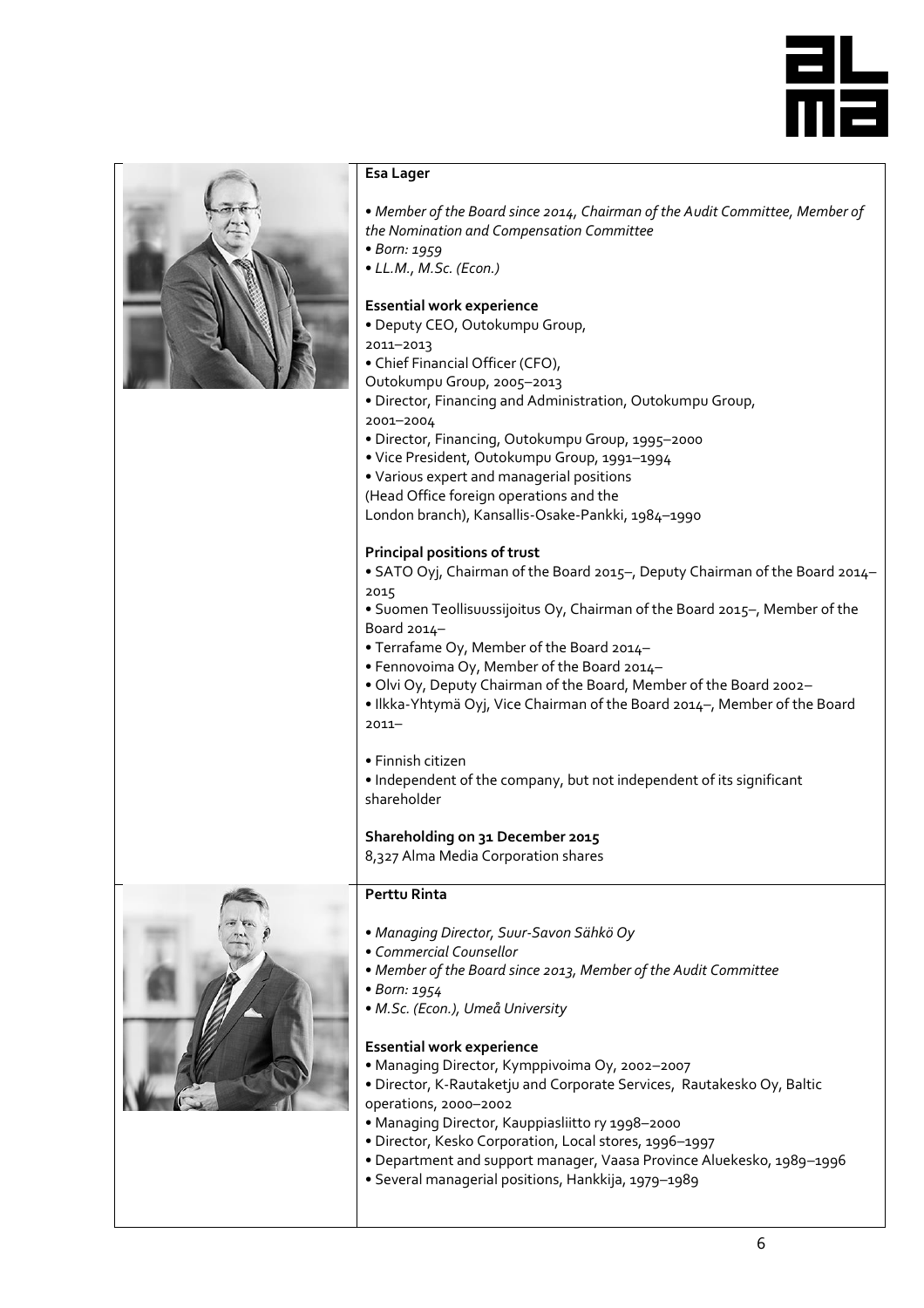## Esa Lager

- *Member of the Board since 2014, Chairman of the Audit Committee, Member of the Nomination and Compensation Committee*
- *Born: 1959*
- *LL.M., M.Sc. (Econ.)*

**Essential work experience**

- Deputy CEO, Outokumpu Group, 2011–2013
- Chief Financial Officer (CFO), Outokumpu Group, 2005–2013
- Director, Financing and Administration, Outokumpu Group, 2001–2004
- Director, Financing, Outokumpu Group, 1995–2000
- Vice President, Outokumpu Group, 1991–1994
- Various expert and managerial positions (Head Office foreign operations and the London branch), Kansallis-Osake-Pankki, 1984–1990

**Principal positions of trust**

- SATO Oyj, Chairman of the Board 2015–, Deputy Chairman of the Board 2014–2015
- Suomen Teollisuussijoitus Oy, Chairman of the Board 2015–, Member of the Board 2014–
- Terrafame Oy, Member of the Board 2014–
- Fennovoima Oy, Member of the Board 2014–
- Olvi Oy, Deputy Chairman of the Board, Member of the Board 2002–
- Ilkka-Yhtymä Oyj, Vice Chairman of the Board 2014–, Member of the Board 2011–

- Finnish citizen
- Independent of the company, but not independent of its significant shareholder

**Shareholding on 31 December 2015**

8,327 Alma Media Corporation shares

## Perttu Rinta

- *Managing Director, Suur-Savon Sähkö Oy*
- *Commercial Counsellor*
- *Member of the Board since 2013, Member of the Audit Committee*
- *Born: 1954*
- *M.Sc. (Econ.), Umeå University*

**Essential work experience**

- Managing Director, Kymppivoima Oy, 2002–2007
- Director, K-Rautaketju and Corporate Services, Rautakesko Oy, Baltic operations, 2000–2002
- Managing Director, Kauppiasliitto ry 1998–2000
- Director, Kesko Corporation, Local stores, 1996–1997
- Department and support manager, Vaasa Province Aluekesko, 1989–1996
- Several managerial positions, Hankkija, 1979–1989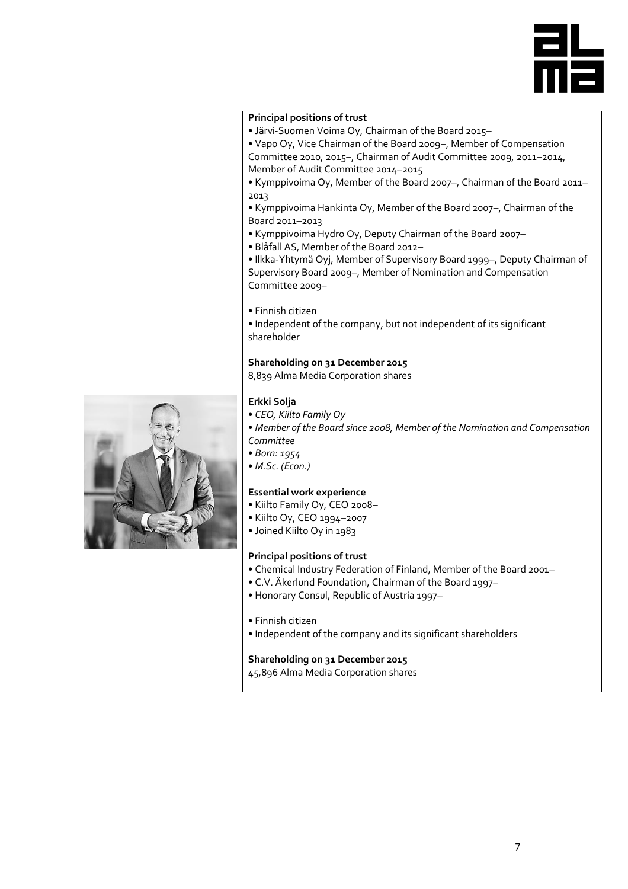**Principal positions of trust**

- Järvi-Suomen Voima Oy, Chairman of the Board 2015–
- Vapo Oy, Vice Chairman of the Board 2009–, Member of Compensation Committee 2010, 2015–, Chairman of Audit Committee 2009, 2011–2014, Member of Audit Committee 2014–2015
- Kymppivoima Oy, Member of the Board 2007–, Chairman of the Board 2011–2013
- Kymppivoima Hankinta Oy, Member of the Board 2007–, Chairman of the Board 2011–2013
- Kymppivoima Hydro Oy, Deputy Chairman of the Board 2007–
- Blåfall AS, Member of the Board 2012–
- Ilkka-Yhtymä Oyj, Member of Supervisory Board 1999–, Deputy Chairman of Supervisory Board 2009–, Member of Nomination and Compensation Committee 2009–

- Finnish citizen
- Independent of the company, but not independent of its significant shareholder

**Shareholding on 31 December 2015**
8,839 Alma Media Corporation shares

**Erkki Solja**

- *CEO, Kiilto Family Oy*
- *Member of the Board since 2008, Member of the Nomination and Compensation Committee*
- *Born: 1954*
- *M.Sc. (Econ.)*

**Essential work experience**

- Kiilto Family Oy, CEO 2008–
- Kiilto Oy, CEO 1994–2007
- Joined Kiilto Oy in 1983

**Principal positions of trust**

- Chemical Industry Federation of Finland, Member of the Board 2001–
- C.V. Åkerlund Foundation, Chairman of the Board 1997–
- Honorary Consul, Republic of Austria 1997–

- Finnish citizen
- Independent of the company and its significant shareholders

**Shareholding on 31 December 2015**
45,896 Alma Media Corporation shares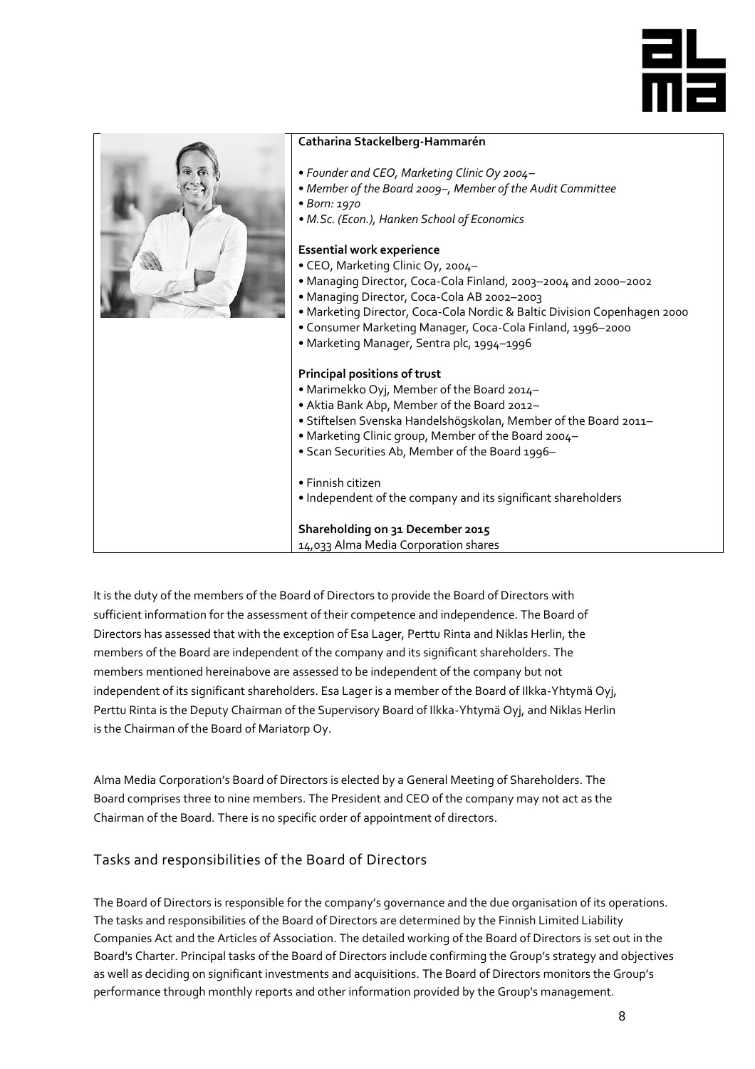**Catharina Stackelberg-Hammarén**

- *Founder and CEO, Marketing Clinic Oy 2004–*
- *Member of the Board 2009–, Member of the Audit Committee*
- *Born: 1970*
- *M.Sc. (Econ.), Hanken School of Economics*

**Essential work experience**

- CEO, Marketing Clinic Oy, 2004–
- Managing Director, Coca-Cola Finland, 2003–2004 and 2000–2002
- Managing Director, Coca-Cola AB 2002–2003
- Marketing Director, Coca-Cola Nordic & Baltic Division Copenhagen 2000
- Consumer Marketing Manager, Coca-Cola Finland, 1996–2000
- Marketing Manager, Sentra plc, 1994–1996

**Principal positions of trust**

- Marimekko Oyj, Member of the Board 2014–
- Aktia Bank Abp, Member of the Board 2012–
- Stiftelsen Svenska Handelshögskolan, Member of the Board 2011–
- Marketing Clinic group, Member of the Board 2004–
- Scan Securities Ab, Member of the Board 1996–

- Finnish citizen
- Independent of the company and its significant shareholders

**Shareholding on 31 December 2015**
14,033 Alma Media Corporation shares

It is the duty of the members of the Board of Directors to provide the Board of Directors with sufficient information for the assessment of their competence and independence. The Board of Directors has assessed that with the exception of Esa Lager, Perttu Rinta and Niklas Herlin, the members of the Board are independent of the company and its significant shareholders. The members mentioned hereinabove are assessed to be independent of the company but not independent of its significant shareholders. Esa Lager is a member of the Board of Ilkka-Yhtymä Oyj, Perttu Rinta is the Deputy Chairman of the Supervisory Board of Ilkka-Yhtymä Oyj, and Niklas Herlin is the Chairman of the Board of Mariatorp Oy.

Alma Media Corporation's Board of Directors is elected by a General Meeting of Shareholders. The Board comprises three to nine members. The President and CEO of the company may not act as the Chairman of the Board. There is no specific order of appointment of directors.

## Tasks and responsibilities of the Board of Directors

The Board of Directors is responsible for the company's governance and the due organisation of its operations. The tasks and responsibilities of the Board of Directors are determined by the Finnish Limited Liability Companies Act and the Articles of Association. The detailed working of the Board of Directors is set out in the Board's Charter. Principal tasks of the Board of Directors include confirming the Group's strategy and objectives as well as deciding on significant investments and acquisitions. The Board of Directors monitors the Group's performance through monthly reports and other information provided by the Group's management.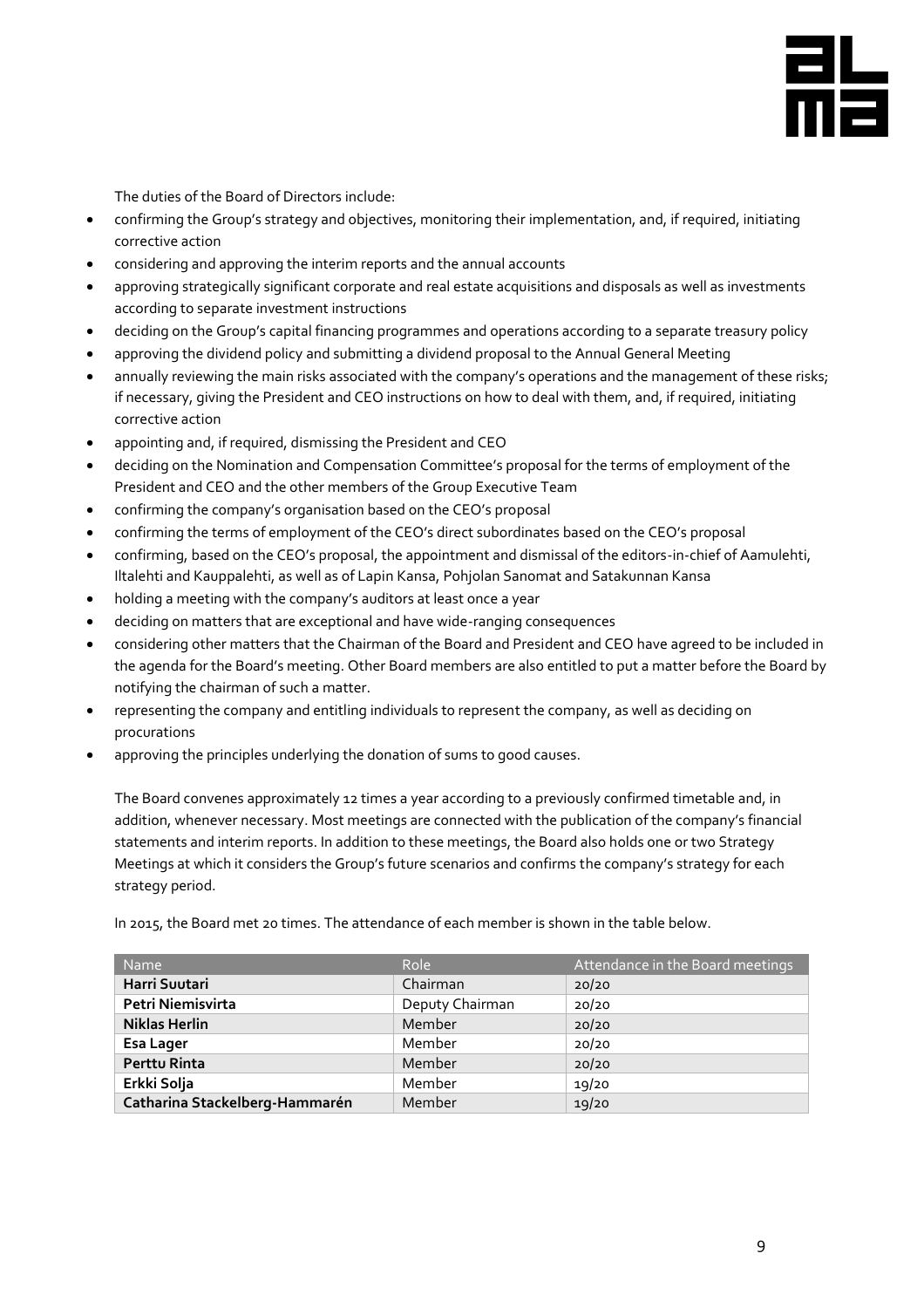The duties of the Board of Directors include:

- confirming the Group's strategy and objectives, monitoring their implementation, and, if required, initiating corrective action
- considering and approving the interim reports and the annual accounts
- approving strategically significant corporate and real estate acquisitions and disposals as well as investments according to separate investment instructions
- deciding on the Group's capital financing programmes and operations according to a separate treasury policy
- approving the dividend policy and submitting a dividend proposal to the Annual General Meeting
- annually reviewing the main risks associated with the company's operations and the management of these risks; if necessary, giving the President and CEO instructions on how to deal with them, and, if required, initiating corrective action
- appointing and, if required, dismissing the President and CEO
- deciding on the Nomination and Compensation Committee's proposal for the terms of employment of the President and CEO and the other members of the Group Executive Team
- confirming the company's organisation based on the CEO's proposal
- confirming the terms of employment of the CEO's direct subordinates based on the CEO's proposal
- confirming, based on the CEO's proposal, the appointment and dismissal of the editors-in-chief of Aamulehti, Iltalehti and Kauppalehti, as well as of Lapin Kansa, Pohjolan Sanomat and Satakunnan Kansa
- holding a meeting with the company's auditors at least once a year
- deciding on matters that are exceptional and have wide-ranging consequences
- considering other matters that the Chairman of the Board and President and CEO have agreed to be included in the agenda for the Board's meeting. Other Board members are also entitled to put a matter before the Board by notifying the chairman of such a matter.
- representing the company and entitling individuals to represent the company, as well as deciding on procurations
- approving the principles underlying the donation of sums to good causes.

The Board convenes approximately 12 times a year according to a previously confirmed timetable and, in addition, whenever necessary. Most meetings are connected with the publication of the company's financial statements and interim reports. In addition to these meetings, the Board also holds one or two Strategy Meetings at which it considers the Group's future scenarios and confirms the company's strategy for each strategy period.

In 2015, the Board met 20 times. The attendance of each member is shown in the table below.

| Name | Role | Attendance in the Board meetings |
|---|---|---|
| **Harri Suutari** | Chairman | 20/20 |
| **Petri Niemisvirta** | Deputy Chairman | 20/20 |
| **Niklas Herlin** | Member | 20/20 |
| **Esa Lager** | Member | 20/20 |
| **Perttu Rinta** | Member | 20/20 |
| **Erkki Solja** | Member | 19/20 |
| **Catharina Stackelberg-Hammarén** | Member | 19/20 |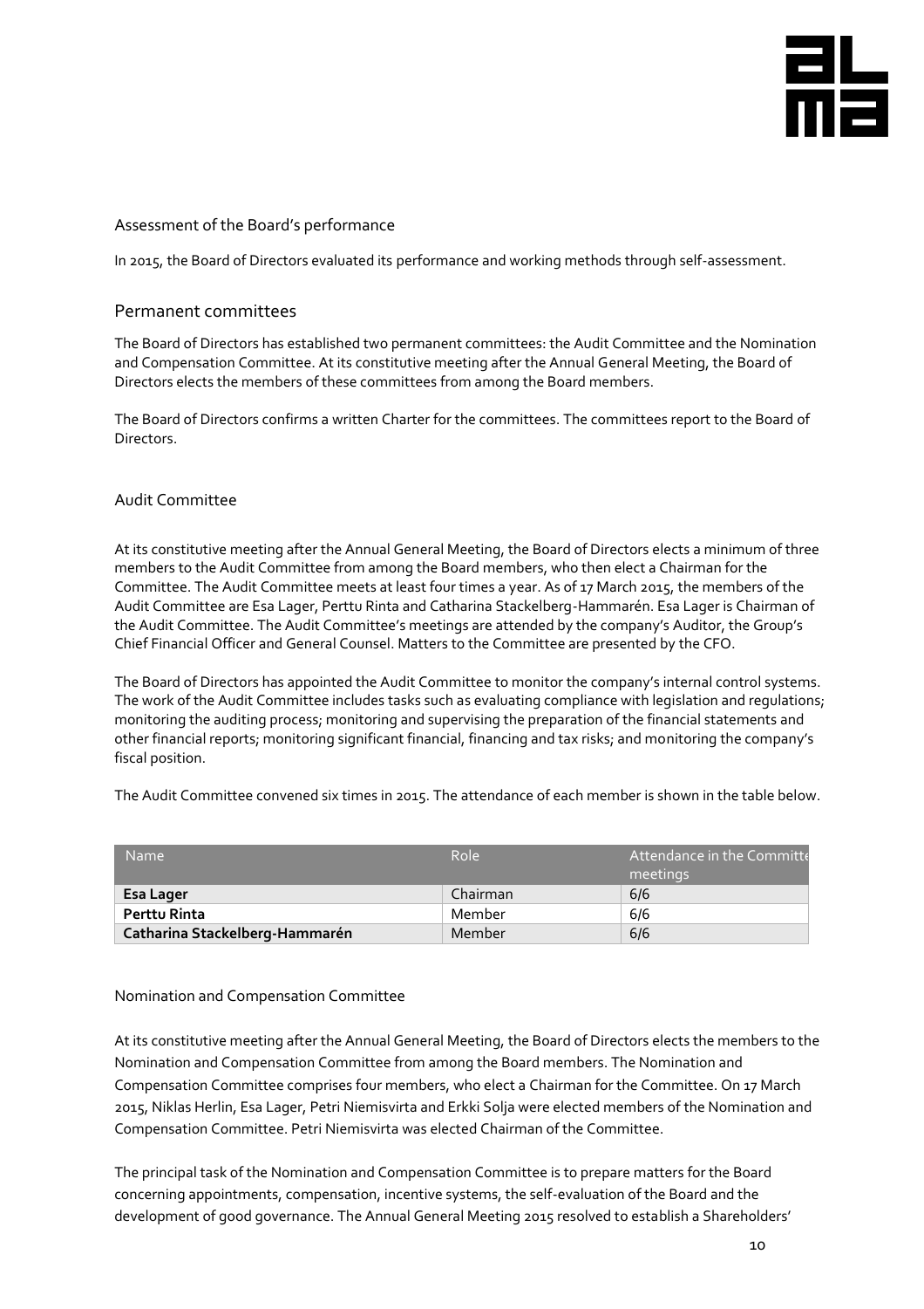## Assessment of the Board's performance

In 2015, the Board of Directors evaluated its performance and working methods through self-assessment.

## Permanent committees

The Board of Directors has established two permanent committees: the Audit Committee and the Nomination and Compensation Committee. At its constitutive meeting after the Annual General Meeting, the Board of Directors elects the members of these committees from among the Board members.

The Board of Directors confirms a written Charter for the committees. The committees report to the Board of Directors.

### Audit Committee

At its constitutive meeting after the Annual General Meeting, the Board of Directors elects a minimum of three members to the Audit Committee from among the Board members, who then elect a Chairman for the Committee. The Audit Committee meets at least four times a year. As of 17 March 2015, the members of the Audit Committee are Esa Lager, Perttu Rinta and Catharina Stackelberg-Hammarén. Esa Lager is Chairman of the Audit Committee. The Audit Committee's meetings are attended by the company's Auditor, the Group's Chief Financial Officer and General Counsel. Matters to the Committee are presented by the CFO.

The Board of Directors has appointed the Audit Committee to monitor the company's internal control systems. The work of the Audit Committee includes tasks such as evaluating compliance with legislation and regulations; monitoring the auditing process; monitoring and supervising the preparation of the financial statements and other financial reports; monitoring significant financial, financing and tax risks; and monitoring the company's fiscal position.

The Audit Committee convened six times in 2015. The attendance of each member is shown in the table below.

| Name | Role | Attendance in the Committee meetings |
|---|---|---|
| **Esa Lager** | Chairman | 6/6 |
| **Perttu Rinta** | Member | 6/6 |
| **Catharina Stackelberg-Hammarén** | Member | 6/6 |

### Nomination and Compensation Committee

At its constitutive meeting after the Annual General Meeting, the Board of Directors elects the members to the Nomination and Compensation Committee from among the Board members. The Nomination and Compensation Committee comprises four members, who elect a Chairman for the Committee. On 17 March 2015, Niklas Herlin, Esa Lager, Petri Niemisvirta and Erkki Solja were elected members of the Nomination and Compensation Committee. Petri Niemisvirta was elected Chairman of the Committee.

The principal task of the Nomination and Compensation Committee is to prepare matters for the Board concerning appointments, compensation, incentive systems, the self-evaluation of the Board and the development of good governance. The Annual General Meeting 2015 resolved to establish a Shareholders'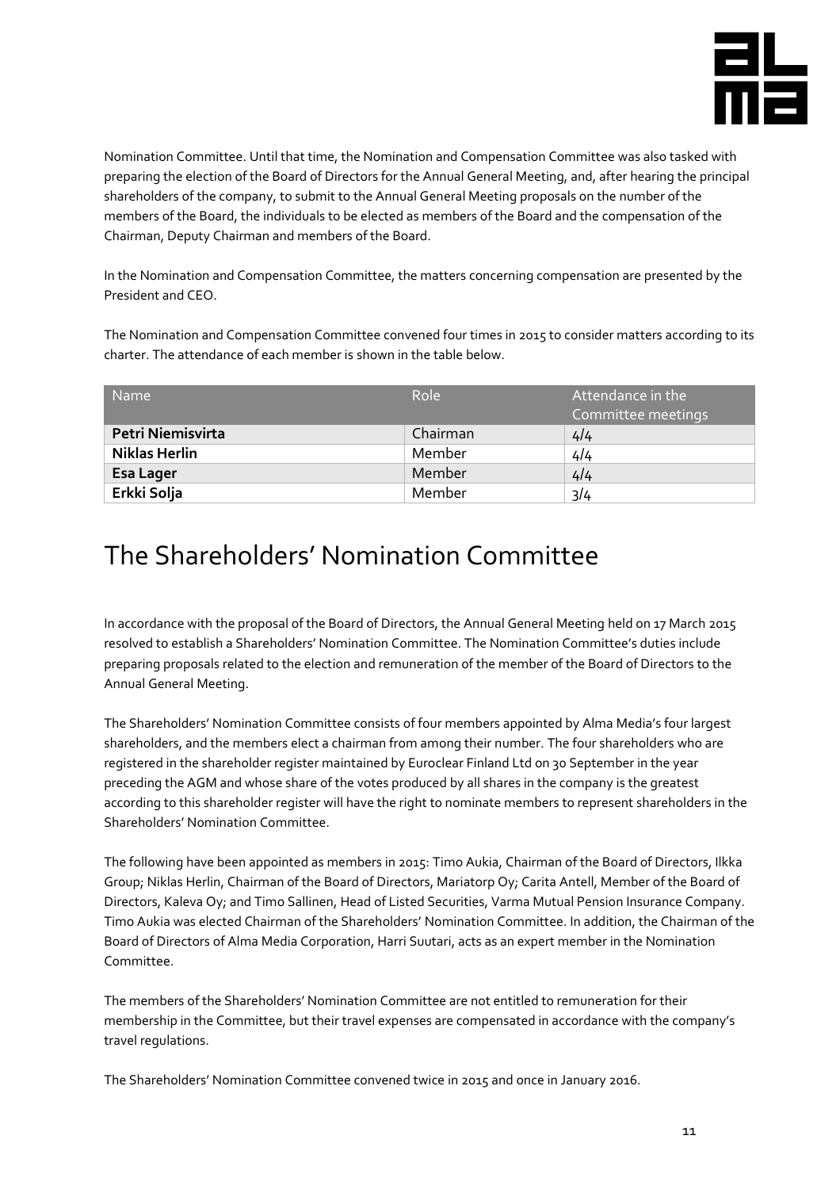Nomination Committee. Until that time, the Nomination and Compensation Committee was also tasked with preparing the election of the Board of Directors for the Annual General Meeting, and, after hearing the principal shareholders of the company, to submit to the Annual General Meeting proposals on the number of the members of the Board, the individuals to be elected as members of the Board and the compensation of the Chairman, Deputy Chairman and members of the Board.

In the Nomination and Compensation Committee, the matters concerning compensation are presented by the President and CEO.

The Nomination and Compensation Committee convened four times in 2015 to consider matters according to its charter. The attendance of each member is shown in the table below.

| Name | Role | Attendance in the Committee meetings |
|---|---|---|
| **Petri Niemisvirta** | Chairman | 4/4 |
| **Niklas Herlin** | Member | 4/4 |
| **Esa Lager** | Member | 4/4 |
| **Erkki Solja** | Member | 3/4 |

# The Shareholders' Nomination Committee

In accordance with the proposal of the Board of Directors, the Annual General Meeting held on 17 March 2015 resolved to establish a Shareholders' Nomination Committee. The Nomination Committee's duties include preparing proposals related to the election and remuneration of the member of the Board of Directors to the Annual General Meeting.

The Shareholders' Nomination Committee consists of four members appointed by Alma Media's four largest shareholders, and the members elect a chairman from among their number. The four shareholders who are registered in the shareholder register maintained by Euroclear Finland Ltd on 30 September in the year preceding the AGM and whose share of the votes produced by all shares in the company is the greatest according to this shareholder register will have the right to nominate members to represent shareholders in the Shareholders' Nomination Committee.

The following have been appointed as members in 2015: Timo Aukia, Chairman of the Board of Directors, Ilkka Group; Niklas Herlin, Chairman of the Board of Directors, Mariatorp Oy; Carita Antell, Member of the Board of Directors, Kaleva Oy; and Timo Sallinen, Head of Listed Securities, Varma Mutual Pension Insurance Company. Timo Aukia was elected Chairman of the Shareholders' Nomination Committee. In addition, the Chairman of the Board of Directors of Alma Media Corporation, Harri Suutari, acts as an expert member in the Nomination Committee.

The members of the Shareholders' Nomination Committee are not entitled to remuneration for their membership in the Committee, but their travel expenses are compensated in accordance with the company's travel regulations.

The Shareholders' Nomination Committee convened twice in 2015 and once in January 2016.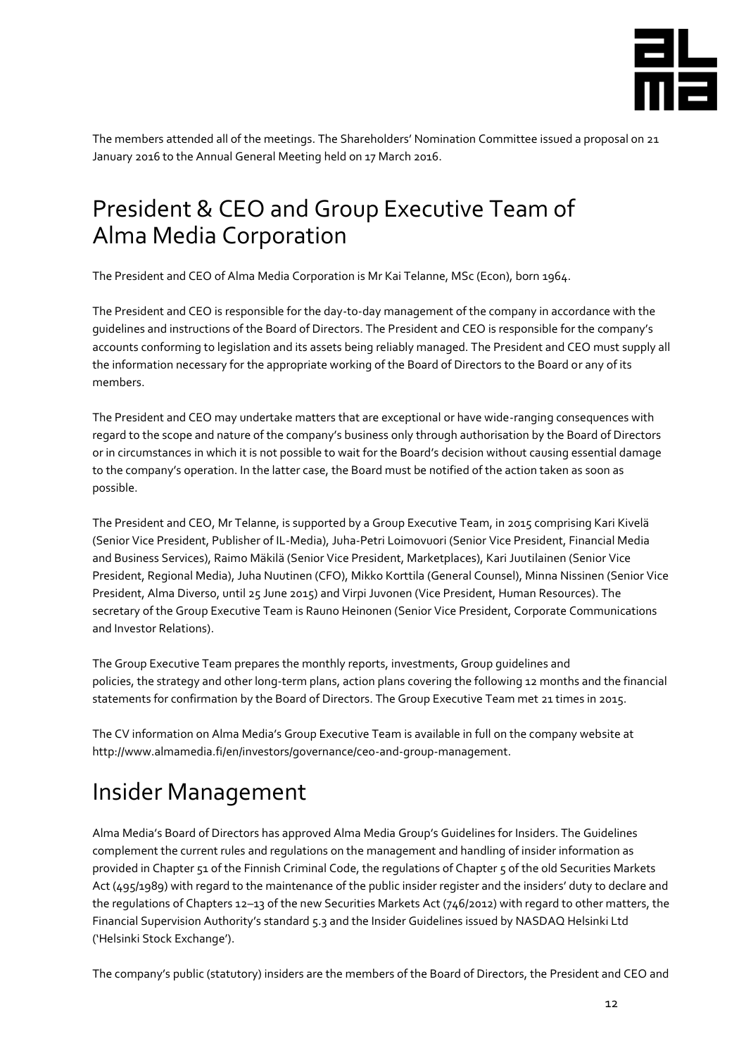The members attended all of the meetings. The Shareholders' Nomination Committee issued a proposal on 21 January 2016 to the Annual General Meeting held on 17 March 2016.

# President & CEO and Group Executive Team of Alma Media Corporation

The President and CEO of Alma Media Corporation is Mr Kai Telanne, MSc (Econ), born 1964.

The President and CEO is responsible for the day-to-day management of the company in accordance with the guidelines and instructions of the Board of Directors. The President and CEO is responsible for the company's accounts conforming to legislation and its assets being reliably managed. The President and CEO must supply all the information necessary for the appropriate working of the Board of Directors to the Board or any of its members.

The President and CEO may undertake matters that are exceptional or have wide-ranging consequences with regard to the scope and nature of the company's business only through authorisation by the Board of Directors or in circumstances in which it is not possible to wait for the Board's decision without causing essential damage to the company's operation. In the latter case, the Board must be notified of the action taken as soon as possible.

The President and CEO, Mr Telanne, is supported by a Group Executive Team, in 2015 comprising Kari Kivelä (Senior Vice President, Publisher of IL-Media), Juha-Petri Loimovuori (Senior Vice President, Financial Media and Business Services), Raimo Mäkilä (Senior Vice President, Marketplaces), Kari Juutilainen (Senior Vice President, Regional Media), Juha Nuutinen (CFO), Mikko Korttila (General Counsel), Minna Nissinen (Senior Vice President, Alma Diverso, until 25 June 2015) and Virpi Juvonen (Vice President, Human Resources). The secretary of the Group Executive Team is Rauno Heinonen (Senior Vice President, Corporate Communications and Investor Relations).

The Group Executive Team prepares the monthly reports, investments, Group guidelines and policies, the strategy and other long-term plans, action plans covering the following 12 months and the financial statements for confirmation by the Board of Directors. The Group Executive Team met 21 times in 2015.

The CV information on Alma Media's Group Executive Team is available in full on the company website at http://www.almamedia.fi/en/investors/governance/ceo-and-group-management.

# Insider Management

Alma Media's Board of Directors has approved Alma Media Group's Guidelines for Insiders. The Guidelines complement the current rules and regulations on the management and handling of insider information as provided in Chapter 51 of the Finnish Criminal Code, the regulations of Chapter 5 of the old Securities Markets Act (495/1989) with regard to the maintenance of the public insider register and the insiders' duty to declare and the regulations of Chapters 12–13 of the new Securities Markets Act (746/2012) with regard to other matters, the Financial Supervision Authority's standard 5.3 and the Insider Guidelines issued by NASDAQ Helsinki Ltd ('Helsinki Stock Exchange').

The company's public (statutory) insiders are the members of the Board of Directors, the President and CEO and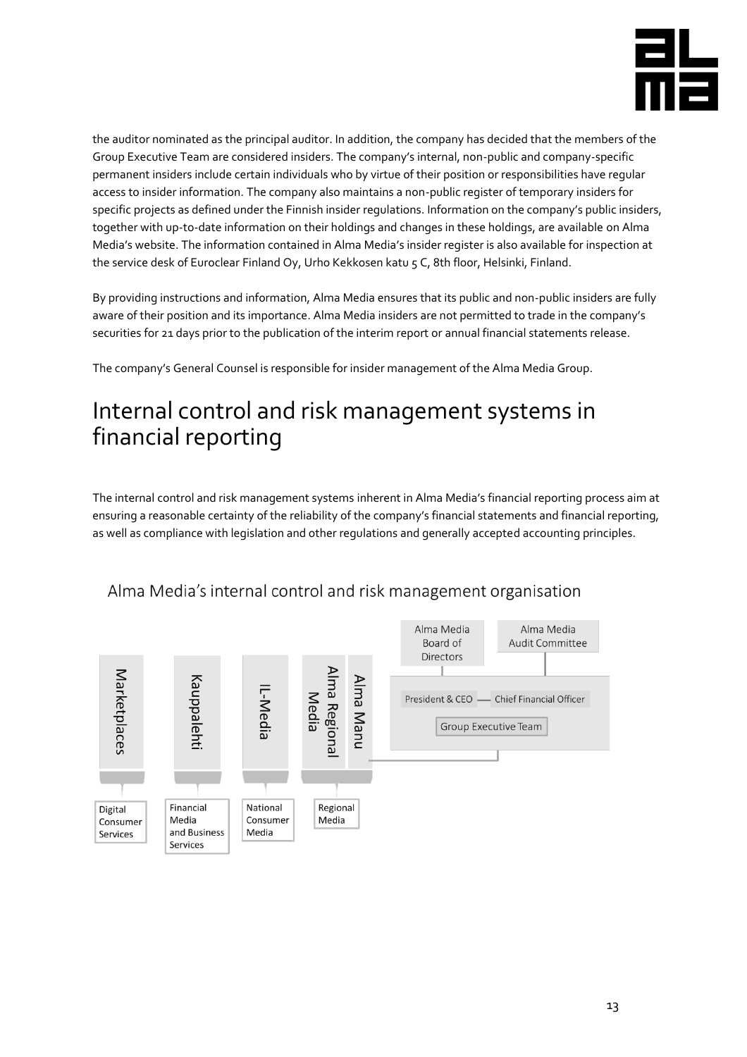the auditor nominated as the principal auditor. In addition, the company has decided that the members of the Group Executive Team are considered insiders. The company's internal, non-public and company-specific permanent insiders include certain individuals who by virtue of their position or responsibilities have regular access to insider information. The company also maintains a non-public register of temporary insiders for specific projects as defined under the Finnish insider regulations. Information on the company's public insiders, together with up-to-date information on their holdings and changes in these holdings, are available on Alma Media's website. The information contained in Alma Media's insider register is also available for inspection at the service desk of Euroclear Finland Oy, Urho Kekkosen katu 5 C, 8th floor, Helsinki, Finland.

By providing instructions and information, Alma Media ensures that its public and non-public insiders are fully aware of their position and its importance. Alma Media insiders are not permitted to trade in the company's securities for 21 days prior to the publication of the interim report or annual financial statements release.

The company's General Counsel is responsible for insider management of the Alma Media Group.

# Internal control and risk management systems in financial reporting

The internal control and risk management systems inherent in Alma Media's financial reporting process aim at ensuring a reasonable certainty of the reliability of the company's financial statements and financial reporting, as well as compliance with legislation and other regulations and generally accepted accounting principles.

## Alma Media's internal control and risk management organisation

Alma Media Board of Directors

Alma Media Audit Committee

President & CEO — Chief Financial Officer

Group Executive Team

Marketplaces — Digital Consumer Services

Kauppalehti — Financial Media and Business Services

IL-Media — National Consumer Media

Alma Regional Media, Alma Manu — Regional Media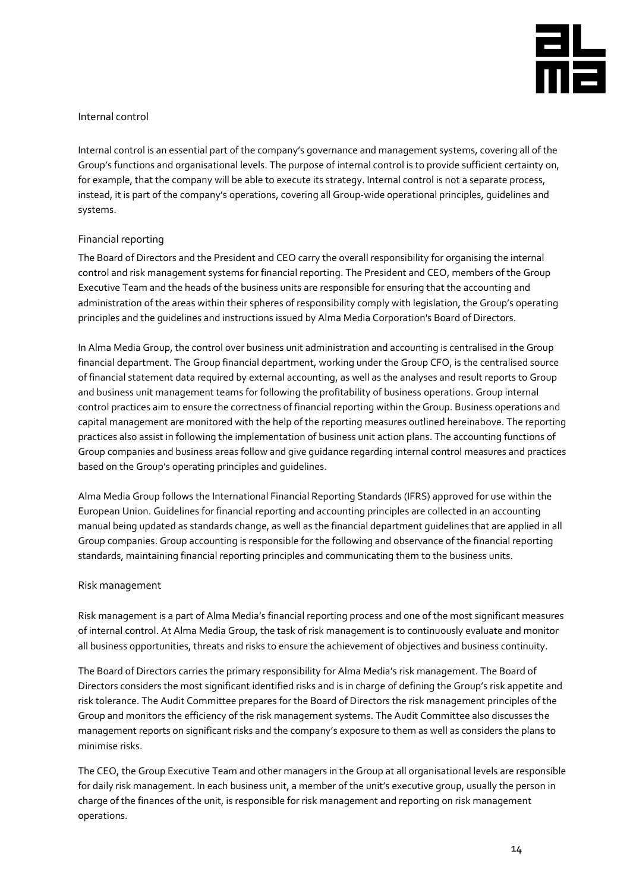## Internal control

Internal control is an essential part of the company's governance and management systems, covering all of the Group's functions and organisational levels. The purpose of internal control is to provide sufficient certainty on, for example, that the company will be able to execute its strategy. Internal control is not a separate process, instead, it is part of the company's operations, covering all Group-wide operational principles, guidelines and systems.

### Financial reporting

The Board of Directors and the President and CEO carry the overall responsibility for organising the internal control and risk management systems for financial reporting. The President and CEO, members of the Group Executive Team and the heads of the business units are responsible for ensuring that the accounting and administration of the areas within their spheres of responsibility comply with legislation, the Group's operating principles and the guidelines and instructions issued by Alma Media Corporation's Board of Directors.

In Alma Media Group, the control over business unit administration and accounting is centralised in the Group financial department. The Group financial department, working under the Group CFO, is the centralised source of financial statement data required by external accounting, as well as the analyses and result reports to Group and business unit management teams for following the profitability of business operations. Group internal control practices aim to ensure the correctness of financial reporting within the Group. Business operations and capital management are monitored with the help of the reporting measures outlined hereinabove. The reporting practices also assist in following the implementation of business unit action plans. The accounting functions of Group companies and business areas follow and give guidance regarding internal control measures and practices based on the Group's operating principles and guidelines.

Alma Media Group follows the International Financial Reporting Standards (IFRS) approved for use within the European Union. Guidelines for financial reporting and accounting principles are collected in an accounting manual being updated as standards change, as well as the financial department guidelines that are applied in all Group companies. Group accounting is responsible for the following and observance of the financial reporting standards, maintaining financial reporting principles and communicating them to the business units.

### Risk management

Risk management is a part of Alma Media's financial reporting process and one of the most significant measures of internal control. At Alma Media Group, the task of risk management is to continuously evaluate and monitor all business opportunities, threats and risks to ensure the achievement of objectives and business continuity.

The Board of Directors carries the primary responsibility for Alma Media's risk management. The Board of Directors considers the most significant identified risks and is in charge of defining the Group's risk appetite and risk tolerance. The Audit Committee prepares for the Board of Directors the risk management principles of the Group and monitors the efficiency of the risk management systems. The Audit Committee also discusses the management reports on significant risks and the company's exposure to them as well as considers the plans to minimise risks.

The CEO, the Group Executive Team and other managers in the Group at all organisational levels are responsible for daily risk management. In each business unit, a member of the unit's executive group, usually the person in charge of the finances of the unit, is responsible for risk management and reporting on risk management operations.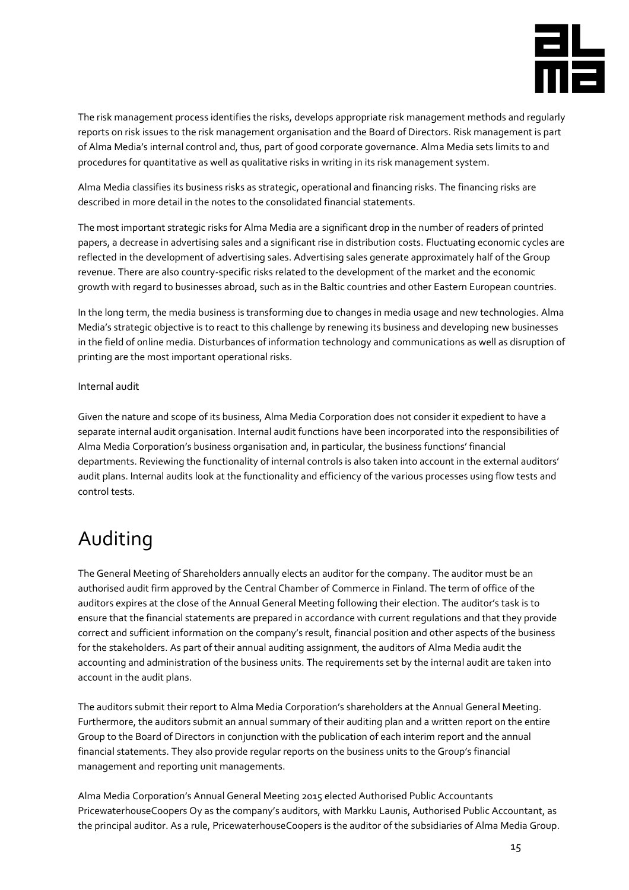The risk management process identifies the risks, develops appropriate risk management methods and regularly reports on risk issues to the risk management organisation and the Board of Directors. Risk management is part of Alma Media's internal control and, thus, part of good corporate governance. Alma Media sets limits to and procedures for quantitative as well as qualitative risks in writing in its risk management system.

Alma Media classifies its business risks as strategic, operational and financing risks. The financing risks are described in more detail in the notes to the consolidated financial statements.

The most important strategic risks for Alma Media are a significant drop in the number of readers of printed papers, a decrease in advertising sales and a significant rise in distribution costs. Fluctuating economic cycles are reflected in the development of advertising sales. Advertising sales generate approximately half of the Group revenue. There are also country-specific risks related to the development of the market and the economic growth with regard to businesses abroad, such as in the Baltic countries and other Eastern European countries.

In the long term, the media business is transforming due to changes in media usage and new technologies. Alma Media's strategic objective is to react to this challenge by renewing its business and developing new businesses in the field of online media. Disturbances of information technology and communications as well as disruption of printing are the most important operational risks.

Internal audit

Given the nature and scope of its business, Alma Media Corporation does not consider it expedient to have a separate internal audit organisation. Internal audit functions have been incorporated into the responsibilities of Alma Media Corporation's business organisation and, in particular, the business functions' financial departments. Reviewing the functionality of internal controls is also taken into account in the external auditors' audit plans. Internal audits look at the functionality and efficiency of the various processes using flow tests and control tests.

# Auditing

The General Meeting of Shareholders annually elects an auditor for the company. The auditor must be an authorised audit firm approved by the Central Chamber of Commerce in Finland. The term of office of the auditors expires at the close of the Annual General Meeting following their election. The auditor's task is to ensure that the financial statements are prepared in accordance with current regulations and that they provide correct and sufficient information on the company's result, financial position and other aspects of the business for the stakeholders. As part of their annual auditing assignment, the auditors of Alma Media audit the accounting and administration of the business units. The requirements set by the internal audit are taken into account in the audit plans.

The auditors submit their report to Alma Media Corporation's shareholders at the Annual General Meeting. Furthermore, the auditors submit an annual summary of their auditing plan and a written report on the entire Group to the Board of Directors in conjunction with the publication of each interim report and the annual financial statements. They also provide regular reports on the business units to the Group's financial management and reporting unit managements.

Alma Media Corporation's Annual General Meeting 2015 elected Authorised Public Accountants PricewaterhouseCoopers Oy as the company's auditors, with Markku Launis, Authorised Public Accountant, as the principal auditor. As a rule, PricewaterhouseCoopers is the auditor of the subsidiaries of Alma Media Group.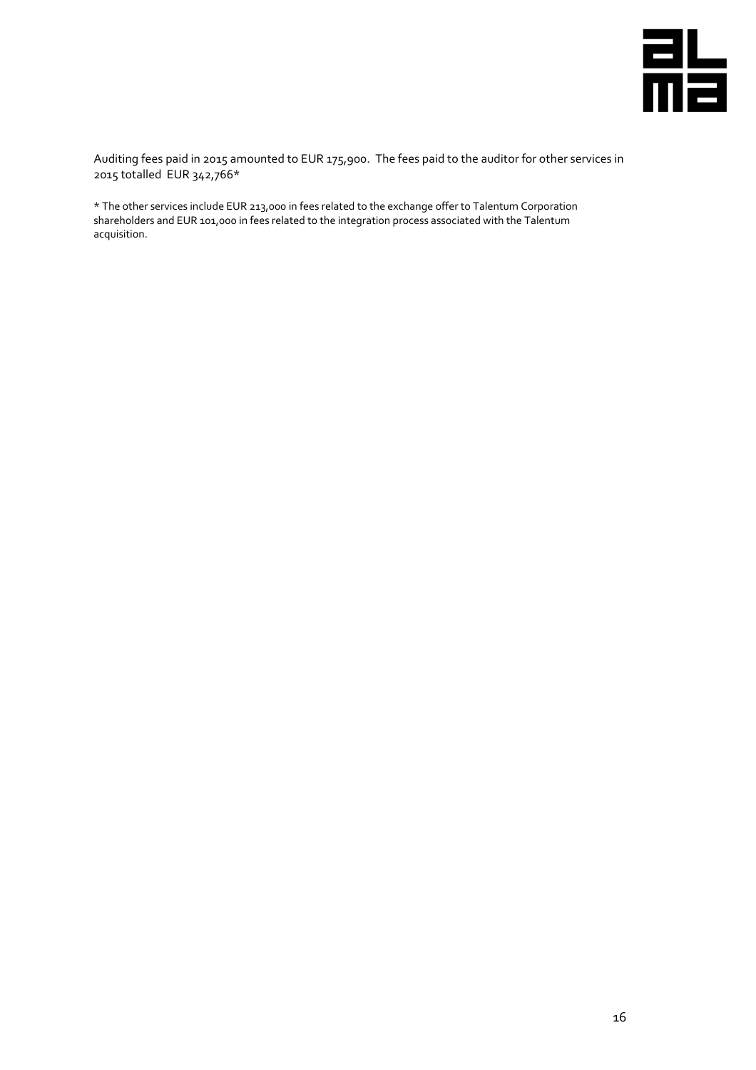Auditing fees paid in 2015 amounted to EUR 175,900. The fees paid to the auditor for other services in 2015 totalled EUR 342,766*

* The other services include EUR 213,000 in fees related to the exchange offer to Talentum Corporation shareholders and EUR 101,000 in fees related to the integration process associated with the Talentum acquisition.